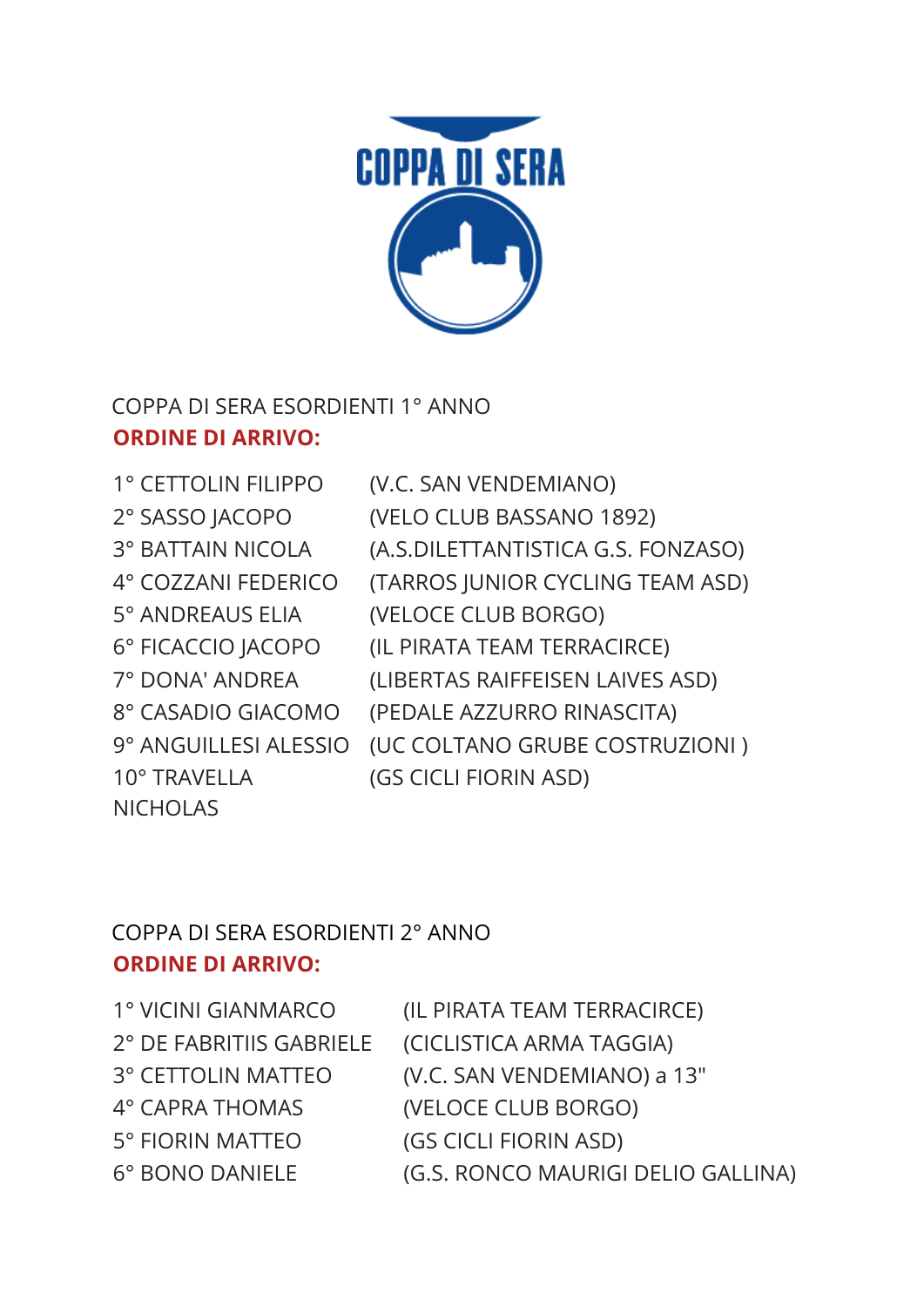COPPA DI SERA

COPPA DI SERA ESORDIENTI 1° ANNO

**ORDINE DI ARRIVO:**

| | |
|---|---|
| 1° CETTOLIN FILIPPO | (V.C. SAN VENDEMIANO) |
| 2° SASSO JACOPO | (VELO CLUB BASSANO 1892) |
| 3° BATTAIN NICOLA | (A.S.DILETTANTISTICA G.S. FONZASO) |
| 4° COZZANI FEDERICO | (TARROS JUNIOR CYCLING TEAM ASD) |
| 5° ANDREAUS ELIA | (VELOCE CLUB BORGO) |
| 6° FICACCIO JACOPO | (IL PIRATA TEAM TERRACIRCE) |
| 7° DONA' ANDREA | (LIBERTAS RAIFFEISEN LAIVES ASD) |
| 8° CASADIO GIACOMO | (PEDALE AZZURRO RINASCITA) |
| 9° ANGUILLESI ALESSIO | (UC COLTANO GRUBE COSTRUZIONI ) |
| 10° TRAVELLA NICHOLAS | (GS CICLI FIORIN ASD) |

COPPA DI SERA ESORDIENTI 2° ANNO

**ORDINE DI ARRIVO:**

| | |
|---|---|
| 1° VICINI GIANMARCO | (IL PIRATA TEAM TERRACIRCE) |
| 2° DE FABRITIIS GABRIELE | (CICLISTICA ARMA TAGGIA) |
| 3° CETTOLIN MATTEO | (V.C. SAN VENDEMIANO) a 13" |
| 4° CAPRA THOMAS | (VELOCE CLUB BORGO) |
| 5° FIORIN MATTEO | (GS CICLI FIORIN ASD) |
| 6° BONO DANIELE | (G.S. RONCO MAURIGI DELIO GALLINA) |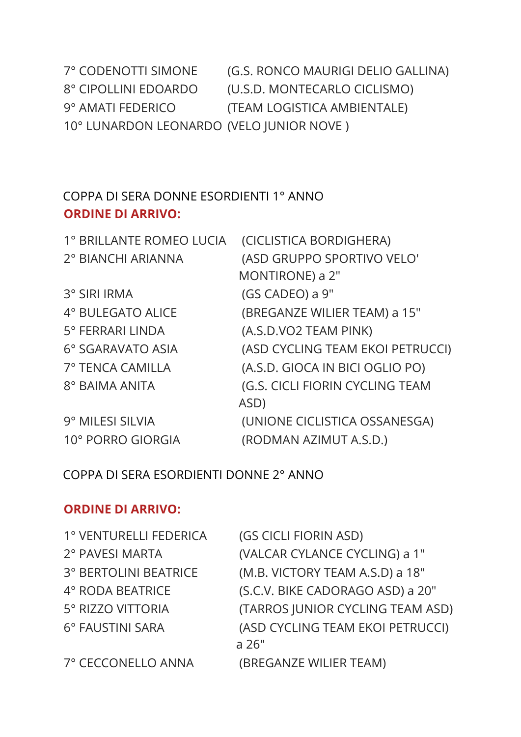7° CODENOTTI SIMONE (G.S. RONCO MAURIGI DELIO GALLINA)
8° CIPOLLINI EDOARDO (U.S.D. MONTECARLO CICLISMO)
9° AMATI FEDERICO (TEAM LOGISTICA AMBIENTALE)
10° LUNARDON LEONARDO (VELO JUNIOR NOVE )

COPPA DI SERA DONNE ESORDIENTI 1° ANNO

**ORDINE DI ARRIVO:**

1° BRILLANTE ROMEO LUCIA (CICLISTICA BORDIGHERA)
2° BIANCHI ARIANNA (ASD GRUPPO SPORTIVO VELO' MONTIRONE) a 2"
3° SIRI IRMA (GS CADEO) a 9"
4° BULEGATO ALICE (BREGANZE WILIER TEAM) a 15"
5° FERRARI LINDA (A.S.D.VO2 TEAM PINK)
6° SGARAVATO ASIA (ASD CYCLING TEAM EKOI PETRUCCI)
7° TENCA CAMILLA (A.S.D. GIOCA IN BICI OGLIO PO)
8° BAIMA ANITA (G.S. CICLI FIORIN CYCLING TEAM ASD)
9° MILESI SILVIA (UNIONE CICLISTICA OSSANESGA)
10° PORRO GIORGIA (RODMAN AZIMUT A.S.D.)

COPPA DI SERA ESORDIENTI DONNE 2° ANNO

**ORDINE DI ARRIVO:**

1° VENTURELLI FEDERICA (GS CICLI FIORIN ASD)
2° PAVESI MARTA (VALCAR CYLANCE CYCLING) a 1"
3° BERTOLINI BEATRICE (M.B. VICTORY TEAM A.S.D) a 18"
4° RODA BEATRICE (S.C.V. BIKE CADORAGO ASD) a 20"
5° RIZZO VITTORIA (TARROS JUNIOR CYCLING TEAM ASD)
6° FAUSTINI SARA (ASD CYCLING TEAM EKOI PETRUCCI) a 26"
7° CECCONELLO ANNA (BREGANZE WILIER TEAM)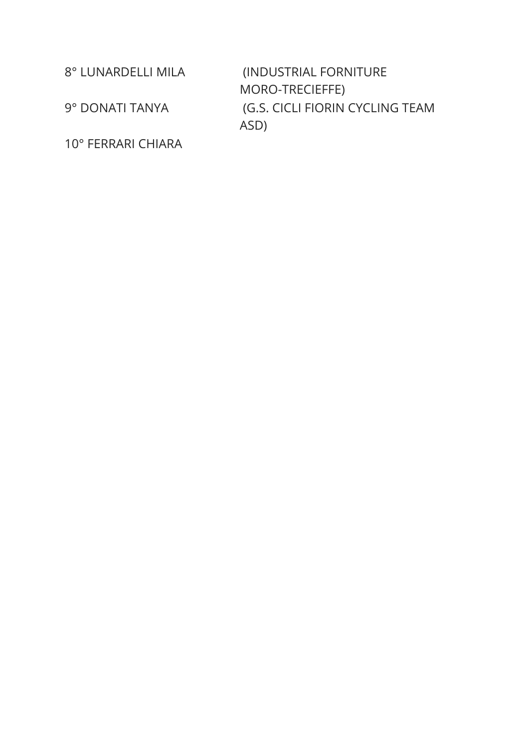| | |
|---|---|
| 8° LUNARDELLI MILA | (INDUSTRIAL FORNITURE MORO-TRECIEFFE) |
| 9° DONATI TANYA | (G.S. CICLI FIORIN CYCLING TEAM ASD) |
| 10° FERRARI CHIARA | |